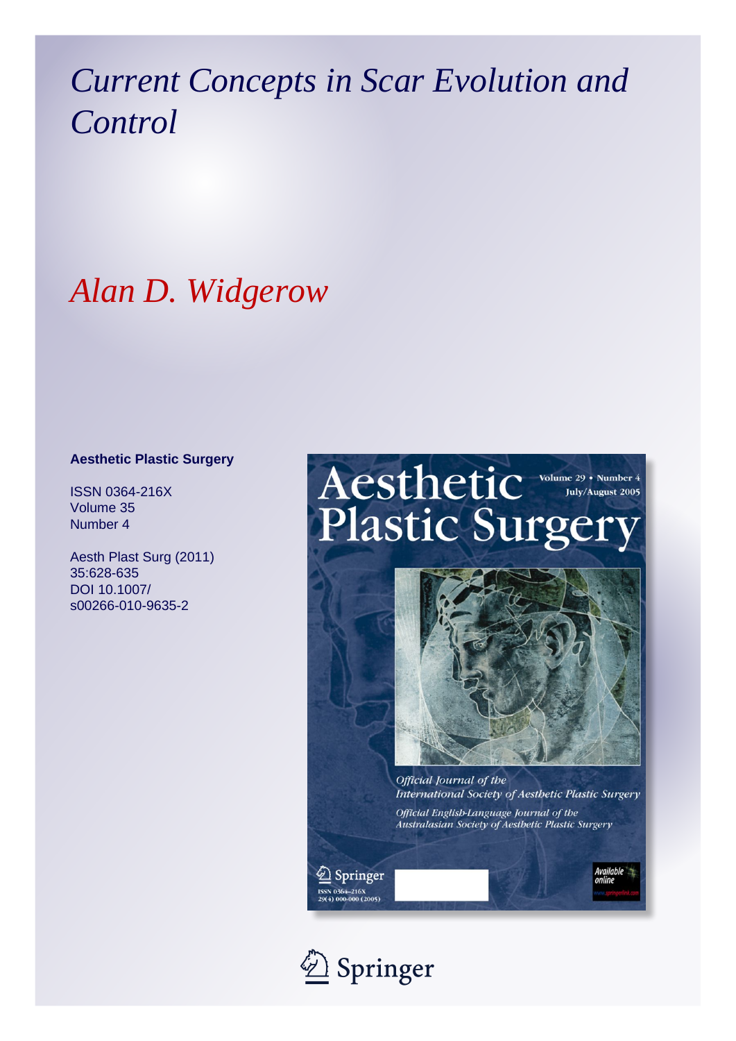# *Current Concepts in Scar Evolution and Control*

## *Alan D. Widgerow*

**Aesthetic Plastic Surgery**

ISSN 0364-216X
Volume 35
Number 4

Aesth Plast Surg (2011)
35:628-635
DOI 10.1007/
s00266-010-9635-2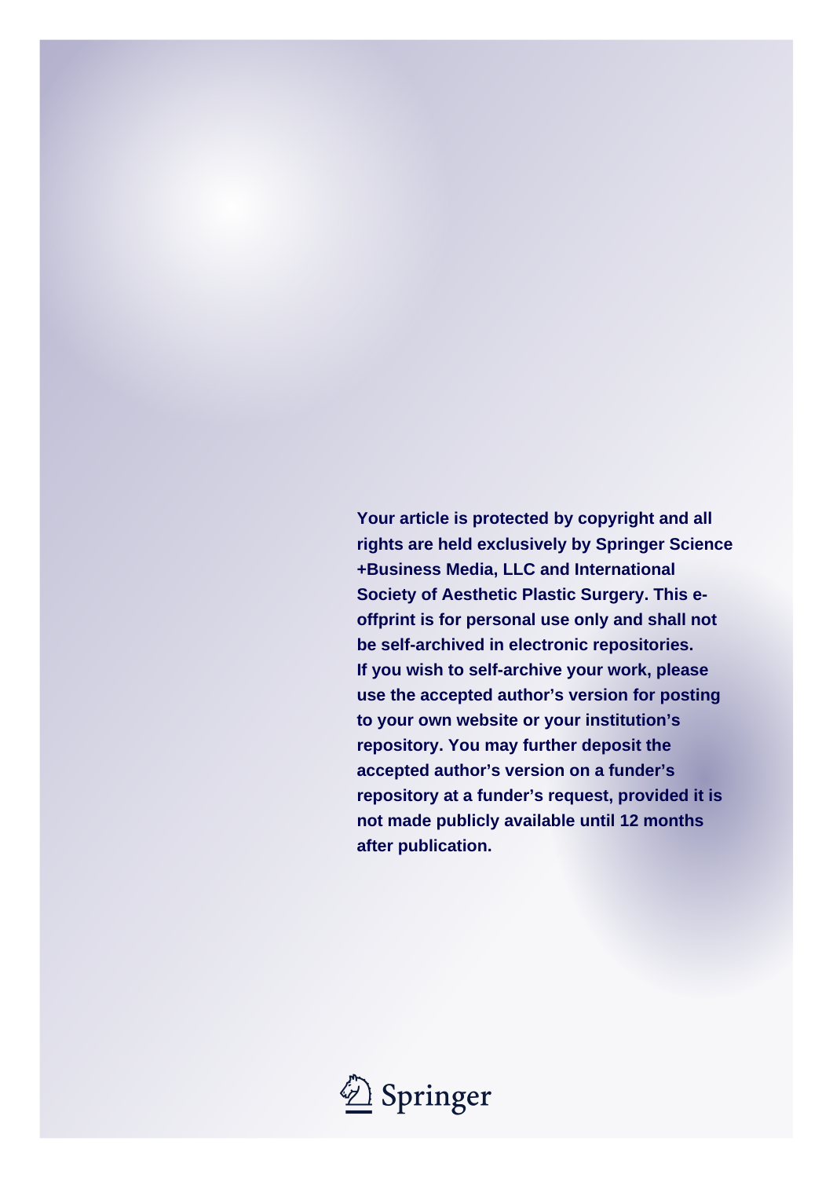**Your article is protected by copyright and all rights are held exclusively by Springer Science +Business Media, LLC and International Society of Aesthetic Plastic Surgery. This e-offprint is for personal use only and shall not be self-archived in electronic repositories. If you wish to self-archive your work, please use the accepted author's version for posting to your own website or your institution's repository. You may further deposit the accepted author's version on a funder's repository at a funder's request, provided it is not made publicly available until 12 months after publication.**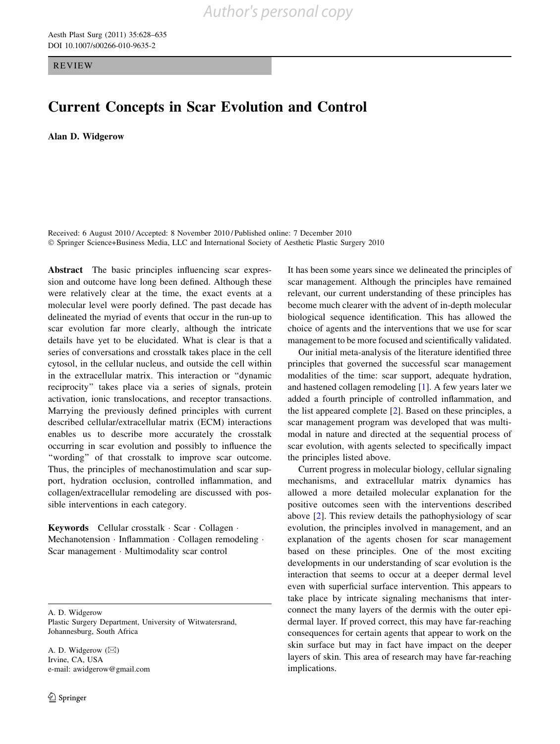REVIEW

# Current Concepts in Scar Evolution and Control

**Alan D. Widgerow**

Received: 6 August 2010 / Accepted: 8 November 2010 / Published online: 7 December 2010
© Springer Science+Business Media, LLC and International Society of Aesthetic Plastic Surgery 2010

**Abstract** The basic principles influencing scar expression and outcome have long been defined. Although these were relatively clear at the time, the exact events at a molecular level were poorly defined. The past decade has delineated the myriad of events that occur in the run-up to scar evolution far more clearly, although the intricate details have yet to be elucidated. What is clear is that a series of conversations and crosstalk takes place in the cell cytosol, in the cellular nucleus, and outside the cell within in the extracellular matrix. This interaction or "dynamic reciprocity" takes place via a series of signals, protein activation, ionic translocations, and receptor transactions. Marrying the previously defined principles with current described cellular/extracellular matrix (ECM) interactions enables us to describe more accurately the crosstalk occurring in scar evolution and possibly to influence the "wording" of that crosstalk to improve scar outcome. Thus, the principles of mechanostimulation and scar support, hydration occlusion, controlled inflammation, and collagen/extracellular remodeling are discussed with possible interventions in each category.

**Keywords** Cellular crosstalk · Scar · Collagen · Mechanotension · Inflammation · Collagen remodeling · Scar management · Multimodality scar control

A. D. Widgerow
Plastic Surgery Department, University of Witwatersrand, Johannesburg, South Africa

A. D. Widgerow (✉)
Irvine, CA, USA
e-mail: awidgerow@gmail.com

It has been some years since we delineated the principles of scar management. Although the principles have remained relevant, our current understanding of these principles has become much clearer with the advent of in-depth molecular biological sequence identification. This has allowed the choice of agents and the interventions that we use for scar management to be more focused and scientifically validated.

Our initial meta-analysis of the literature identified three principles that governed the successful scar management modalities of the time: scar support, adequate hydration, and hastened collagen remodeling [1]. A few years later we added a fourth principle of controlled inflammation, and the list appeared complete [2]. Based on these principles, a scar management program was developed that was multimodal in nature and directed at the sequential process of scar evolution, with agents selected to specifically impact the principles listed above.

Current progress in molecular biology, cellular signaling mechanisms, and extracellular matrix dynamics has allowed a more detailed molecular explanation for the positive outcomes seen with the interventions described above [2]. This review details the pathophysiology of scar evolution, the principles involved in management, and an explanation of the agents chosen for scar management based on these principles. One of the most exciting developments in our understanding of scar evolution is the interaction that seems to occur at a deeper dermal level even with superficial surface intervention. This appears to take place by intricate signaling mechanisms that interconnect the many layers of the dermis with the outer epidermal layer. If proved correct, this may have far-reaching consequences for certain agents that appear to work on the skin surface but may in fact have impact on the deeper layers of skin. This area of research may have far-reaching implications.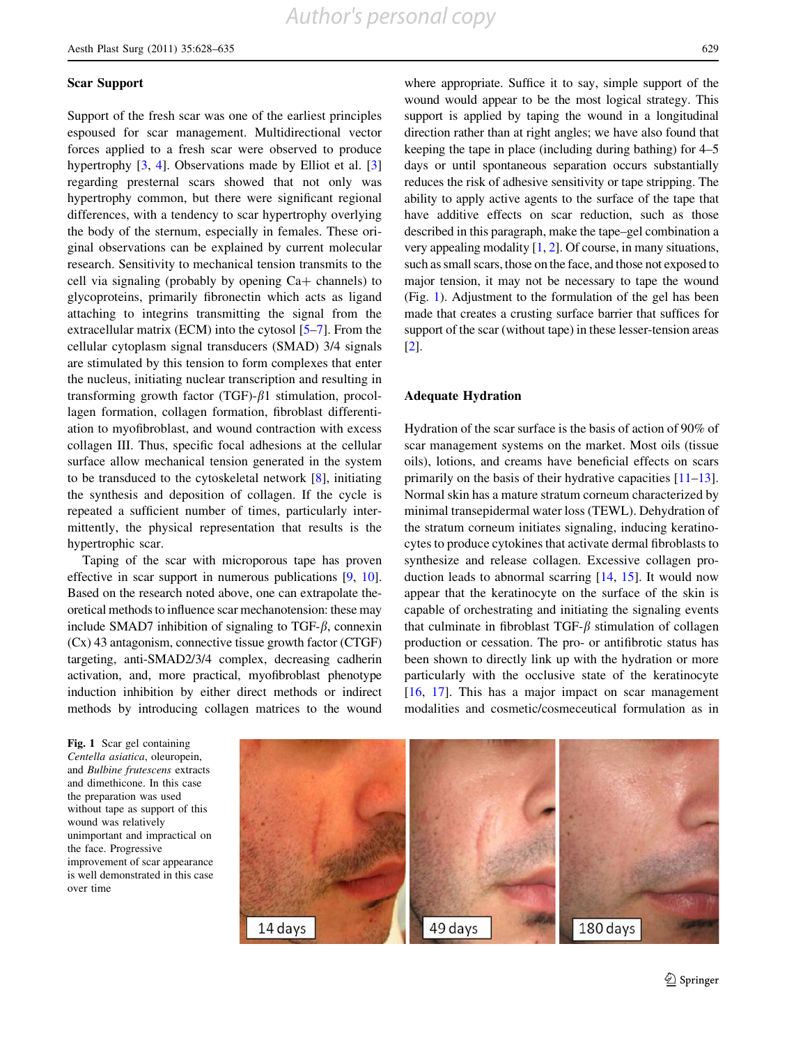## Scar Support

Support of the fresh scar was one of the earliest principles espoused for scar management. Multidirectional vector forces applied to a fresh scar were observed to produce hypertrophy [3, 4]. Observations made by Elliot et al. [3] regarding presternal scars showed that not only was hypertrophy common, but there were significant regional differences, with a tendency to scar hypertrophy overlying the body of the sternum, especially in females. These original observations can be explained by current molecular research. Sensitivity to mechanical tension transmits to the cell via signaling (probably by opening Ca+ channels) to glycoproteins, primarily fibronectin which acts as ligand attaching to integrins transmitting the signal from the extracellular matrix (ECM) into the cytosol [5–7]. From the cellular cytoplasm signal transducers (SMAD) 3/4 signals are stimulated by this tension to form complexes that enter the nucleus, initiating nuclear transcription and resulting in transforming growth factor (TGF)-$\beta$1 stimulation, procollagen formation, collagen formation, fibroblast differentiation to myofibroblast, and wound contraction with excess collagen III. Thus, specific focal adhesions at the cellular surface allow mechanical tension generated in the system to be transduced to the cytoskeletal network [8], initiating the synthesis and deposition of collagen. If the cycle is repeated a sufficient number of times, particularly intermittently, the physical representation that results is the hypertrophic scar.

Taping of the scar with microporous tape has proven effective in scar support in numerous publications [9, 10]. Based on the research noted above, one can extrapolate theoretical methods to influence scar mechanotension: these may include SMAD7 inhibition of signaling to TGF-$\beta$, connexin (Cx) 43 antagonism, connective tissue growth factor (CTGF) targeting, anti-SMAD2/3/4 complex, decreasing cadherin activation, and, more practical, myofibroblast phenotype induction inhibition by either direct methods or indirect methods by introducing collagen matrices to the wound where appropriate. Suffice it to say, simple support of the wound would appear to be the most logical strategy. This support is applied by taping the wound in a longitudinal direction rather than at right angles; we have also found that keeping the tape in place (including during bathing) for 4–5 days or until spontaneous separation occurs substantially reduces the risk of adhesive sensitivity or tape stripping. The ability to apply active agents to the surface of the tape that have additive effects on scar reduction, such as those described in this paragraph, make the tape–gel combination a very appealing modality [1, 2]. Of course, in many situations, such as small scars, those on the face, and those not exposed to major tension, it may not be necessary to tape the wound (Fig. 1). Adjustment to the formulation of the gel has been made that creates a crusting surface barrier that suffices for support of the scar (without tape) in these lesser-tension areas [2].

## Adequate Hydration

Hydration of the scar surface is the basis of action of 90% of scar management systems on the market. Most oils (tissue oils), lotions, and creams have beneficial effects on scars primarily on the basis of their hydrative capacities [11–13]. Normal skin has a mature stratum corneum characterized by minimal transepidermal water loss (TEWL). Dehydration of the stratum corneum initiates signaling, inducing keratinocytes to produce cytokines that activate dermal fibroblasts to synthesize and release collagen. Excessive collagen production leads to abnormal scarring [14, 15]. It would now appear that the keratinocyte on the surface of the skin is capable of orchestrating and initiating the signaling events that culminate in fibroblast TGF-$\beta$ stimulation of collagen production or cessation. The pro- or antifibrotic status has been shown to directly link up with the hydration or more particularly with the occlusive state of the keratinocyte [16, 17]. This has a major impact on scar management modalities and cosmetic/cosmeceutical formulation as in

**Fig. 1** Scar gel containing *Centella asiatica*, oleuropein, and *Bulbine frutescens* extracts and dimethicone. In this case the preparation was used without tape as support of this wound was relatively unimportant and impractical on the face. Progressive improvement of scar appearance is well demonstrated in this case over time

14 days | 49 days | 180 days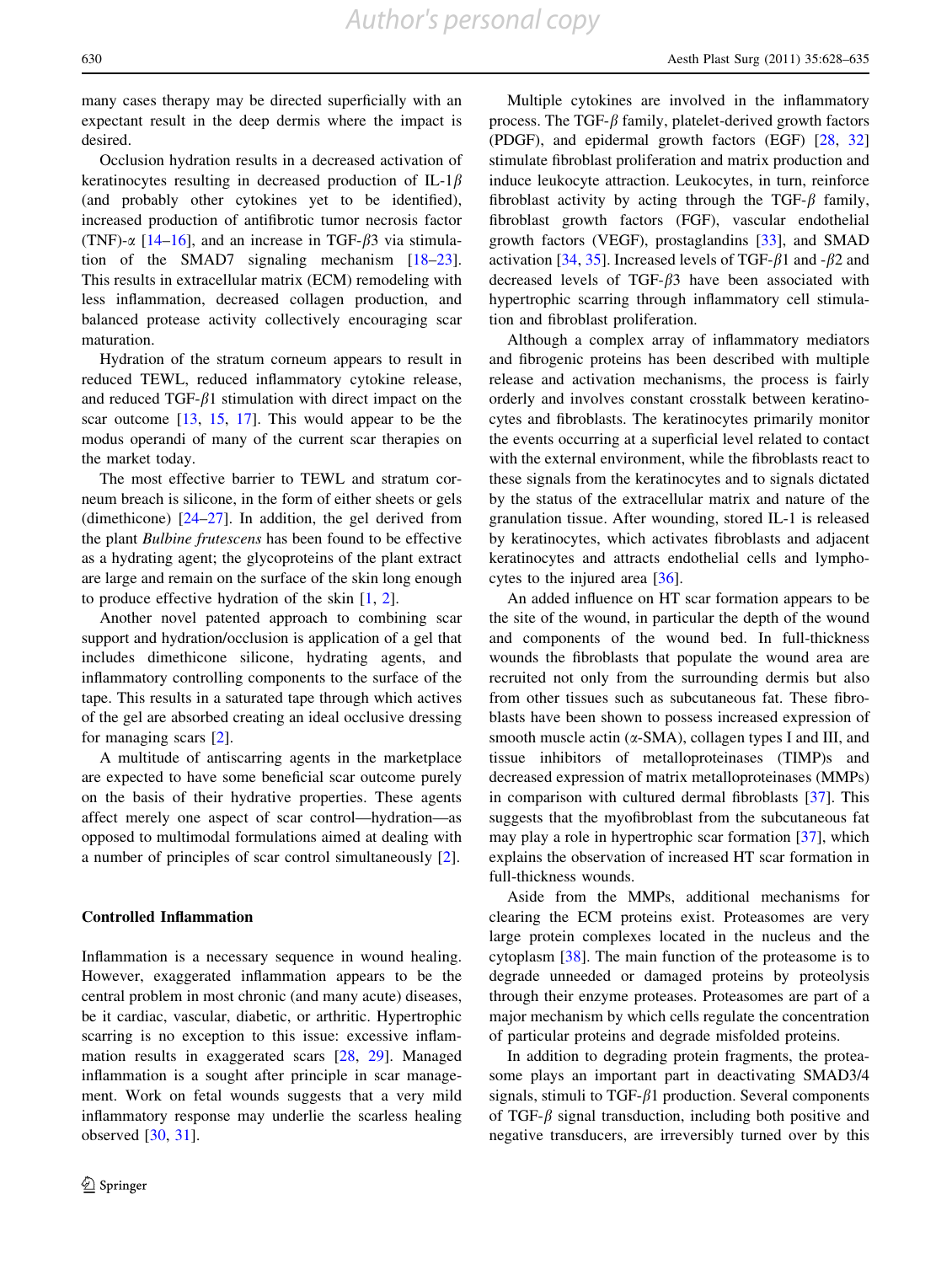many cases therapy may be directed superficially with an expectant result in the deep dermis where the impact is desired.

Occlusion hydration results in a decreased activation of keratinocytes resulting in decreased production of IL-1$\beta$ (and probably other cytokines yet to be identified), increased production of antifibrotic tumor necrosis factor (TNF)-$\alpha$ [14–16], and an increase in TGF-$\beta$3 via stimulation of the SMAD7 signaling mechanism [18–23]. This results in extracellular matrix (ECM) remodeling with less inflammation, decreased collagen production, and balanced protease activity collectively encouraging scar maturation.

Hydration of the stratum corneum appears to result in reduced TEWL, reduced inflammatory cytokine release, and reduced TGF-$\beta$1 stimulation with direct impact on the scar outcome [13, 15, 17]. This would appear to be the modus operandi of many of the current scar therapies on the market today.

The most effective barrier to TEWL and stratum corneum breach is silicone, in the form of either sheets or gels (dimethicone) [24–27]. In addition, the gel derived from the plant *Bulbine frutescens* has been found to be effective as a hydrating agent; the glycoproteins of the plant extract are large and remain on the surface of the skin long enough to produce effective hydration of the skin [1, 2].

Another novel patented approach to combining scar support and hydration/occlusion is application of a gel that includes dimethicone silicone, hydrating agents, and inflammatory controlling components to the surface of the tape. This results in a saturated tape through which actives of the gel are absorbed creating an ideal occlusive dressing for managing scars [2].

A multitude of antiscarring agents in the marketplace are expected to have some beneficial scar outcome purely on the basis of their hydrative properties. These agents affect merely one aspect of scar control—hydration—as opposed to multimodal formulations aimed at dealing with a number of principles of scar control simultaneously [2].

## Controlled Inflammation

Inflammation is a necessary sequence in wound healing. However, exaggerated inflammation appears to be the central problem in most chronic (and many acute) diseases, be it cardiac, vascular, diabetic, or arthritic. Hypertrophic scarring is no exception to this issue: excessive inflammation results in exaggerated scars [28, 29]. Managed inflammation is a sought after principle in scar management. Work on fetal wounds suggests that a very mild inflammatory response may underlie the scarless healing observed [30, 31].

Multiple cytokines are involved in the inflammatory process. The TGF-$\beta$ family, platelet-derived growth factors (PDGF), and epidermal growth factors (EGF) [28, 32] stimulate fibroblast proliferation and matrix production and induce leukocyte attraction. Leukocytes, in turn, reinforce fibroblast activity by acting through the TGF-$\beta$ family, fibroblast growth factors (FGF), vascular endothelial growth factors (VEGF), prostaglandins [33], and SMAD activation [34, 35]. Increased levels of TGF-$\beta$1 and -$\beta$2 and decreased levels of TGF-$\beta$3 have been associated with hypertrophic scarring through inflammatory cell stimulation and fibroblast proliferation.

Although a complex array of inflammatory mediators and fibrogenic proteins has been described with multiple release and activation mechanisms, the process is fairly orderly and involves constant crosstalk between keratinocytes and fibroblasts. The keratinocytes primarily monitor the events occurring at a superficial level related to contact with the external environment, while the fibroblasts react to these signals from the keratinocytes and to signals dictated by the status of the extracellular matrix and nature of the granulation tissue. After wounding, stored IL-1 is released by keratinocytes, which activates fibroblasts and adjacent keratinocytes and attracts endothelial cells and lymphocytes to the injured area [36].

An added influence on HT scar formation appears to be the site of the wound, in particular the depth of the wound and components of the wound bed. In full-thickness wounds the fibroblasts that populate the wound area are recruited not only from the surrounding dermis but also from other tissues such as subcutaneous fat. These fibroblasts have been shown to possess increased expression of smooth muscle actin ($\alpha$-SMA), collagen types I and III, and tissue inhibitors of metalloproteinases (TIMP)s and decreased expression of matrix metalloproteinases (MMPs) in comparison with cultured dermal fibroblasts [37]. This suggests that the myofibroblast from the subcutaneous fat may play a role in hypertrophic scar formation [37], which explains the observation of increased HT scar formation in full-thickness wounds.

Aside from the MMPs, additional mechanisms for clearing the ECM proteins exist. Proteasomes are very large protein complexes located in the nucleus and the cytoplasm [38]. The main function of the proteasome is to degrade unneeded or damaged proteins by proteolysis through their enzyme proteases. Proteasomes are part of a major mechanism by which cells regulate the concentration of particular proteins and degrade misfolded proteins.

In addition to degrading protein fragments, the proteasome plays an important part in deactivating SMAD3/4 signals, stimuli to TGF-$\beta$1 production. Several components of TGF-$\beta$ signal transduction, including both positive and negative transducers, are irreversibly turned over by this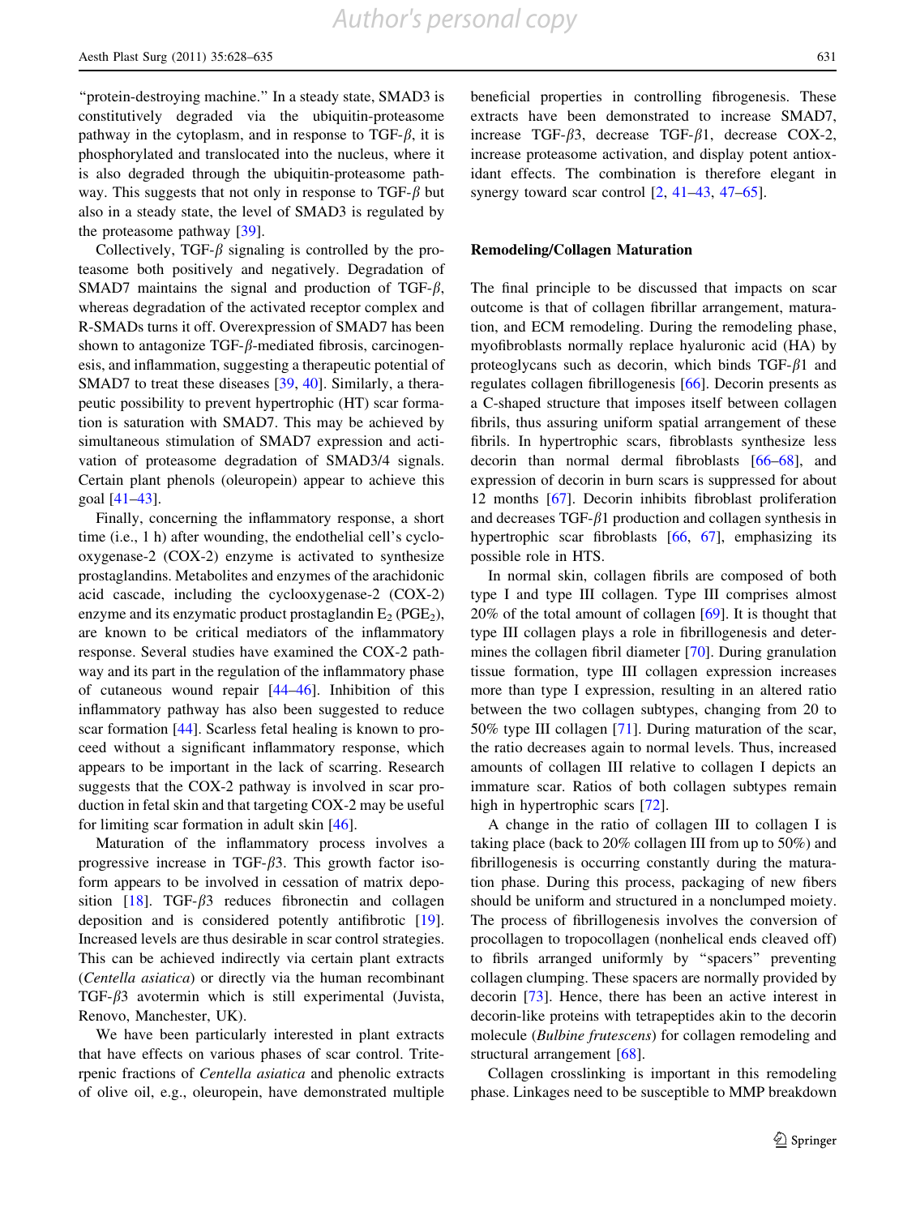"protein-destroying machine." In a steady state, SMAD3 is constitutively degraded via the ubiquitin-proteasome pathway in the cytoplasm, and in response to TGF-$\beta$, it is phosphorylated and translocated into the nucleus, where it is also degraded through the ubiquitin-proteasome pathway. This suggests that not only in response to TGF-$\beta$ but also in a steady state, the level of SMAD3 is regulated by the proteasome pathway [39].

Collectively, TGF-$\beta$ signaling is controlled by the proteasome both positively and negatively. Degradation of SMAD7 maintains the signal and production of TGF-$\beta$, whereas degradation of the activated receptor complex and R-SMADs turns it off. Overexpression of SMAD7 has been shown to antagonize TGF-$\beta$-mediated fibrosis, carcinogenesis, and inflammation, suggesting a therapeutic potential of SMAD7 to treat these diseases [39, 40]. Similarly, a therapeutic possibility to prevent hypertrophic (HT) scar formation is saturation with SMAD7. This may be achieved by simultaneous stimulation of SMAD7 expression and activation of proteasome degradation of SMAD3/4 signals. Certain plant phenols (oleuropein) appear to achieve this goal [41–43].

Finally, concerning the inflammatory response, a short time (i.e., 1 h) after wounding, the endothelial cell's cyclooxygenase-2 (COX-2) enzyme is activated to synthesize prostaglandins. Metabolites and enzymes of the arachidonic acid cascade, including the cyclooxygenase-2 (COX-2) enzyme and its enzymatic product prostaglandin $E_2$ ($PGE_2$), are known to be critical mediators of the inflammatory response. Several studies have examined the COX-2 pathway and its part in the regulation of the inflammatory phase of cutaneous wound repair [44–46]. Inhibition of this inflammatory pathway has also been suggested to reduce scar formation [44]. Scarless fetal healing is known to proceed without a significant inflammatory response, which appears to be important in the lack of scarring. Research suggests that the COX-2 pathway is involved in scar production in fetal skin and that targeting COX-2 may be useful for limiting scar formation in adult skin [46].

Maturation of the inflammatory process involves a progressive increase in TGF-$\beta$3. This growth factor isoform appears to be involved in cessation of matrix deposition [18]. TGF-$\beta$3 reduces fibronectin and collagen deposition and is considered potently antifibrotic [19]. Increased levels are thus desirable in scar control strategies. This can be achieved indirectly via certain plant extracts (*Centella asiatica*) or directly via the human recombinant TGF-$\beta$3 avotermin which is still experimental (Juvista, Renovo, Manchester, UK).

We have been particularly interested in plant extracts that have effects on various phases of scar control. Triterpenic fractions of *Centella asiatica* and phenolic extracts of olive oil, e.g., oleuropein, have demonstrated multiple beneficial properties in controlling fibrogenesis. These extracts have been demonstrated to increase SMAD7, increase TGF-$\beta$3, decrease TGF-$\beta$1, decrease COX-2, increase proteasome activation, and display potent antioxidant effects. The combination is therefore elegant in synergy toward scar control [2, 41–43, 47–65].

## Remodeling/Collagen Maturation

The final principle to be discussed that impacts on scar outcome is that of collagen fibrillar arrangement, maturation, and ECM remodeling. During the remodeling phase, myofibroblasts normally replace hyaluronic acid (HA) by proteoglycans such as decorin, which binds TGF-$\beta$1 and regulates collagen fibrillogenesis [66]. Decorin presents as a C-shaped structure that imposes itself between collagen fibrils, thus assuring uniform spatial arrangement of these fibrils. In hypertrophic scars, fibroblasts synthesize less decorin than normal dermal fibroblasts [66–68], and expression of decorin in burn scars is suppressed for about 12 months [67]. Decorin inhibits fibroblast proliferation and decreases TGF-$\beta$1 production and collagen synthesis in hypertrophic scar fibroblasts [66, 67], emphasizing its possible role in HTS.

In normal skin, collagen fibrils are composed of both type I and type III collagen. Type III comprises almost 20% of the total amount of collagen [69]. It is thought that type III collagen plays a role in fibrillogenesis and determines the collagen fibril diameter [70]. During granulation tissue formation, type III collagen expression increases more than type I expression, resulting in an altered ratio between the two collagen subtypes, changing from 20 to 50% type III collagen [71]. During maturation of the scar, the ratio decreases again to normal levels. Thus, increased amounts of collagen III relative to collagen I depicts an immature scar. Ratios of both collagen subtypes remain high in hypertrophic scars [72].

A change in the ratio of collagen III to collagen I is taking place (back to 20% collagen III from up to 50%) and fibrillogenesis is occurring constantly during the maturation phase. During this process, packaging of new fibers should be uniform and structured in a nonclumped moiety. The process of fibrillogenesis involves the conversion of procollagen to tropocollagen (nonhelical ends cleaved off) to fibrils arranged uniformly by "spacers" preventing collagen clumping. These spacers are normally provided by decorin [73]. Hence, there has been an active interest in decorin-like proteins with tetrapeptides akin to the decorin molecule (*Bulbine frutescens*) for collagen remodeling and structural arrangement [68].

Collagen crosslinking is important in this remodeling phase. Linkages need to be susceptible to MMP breakdown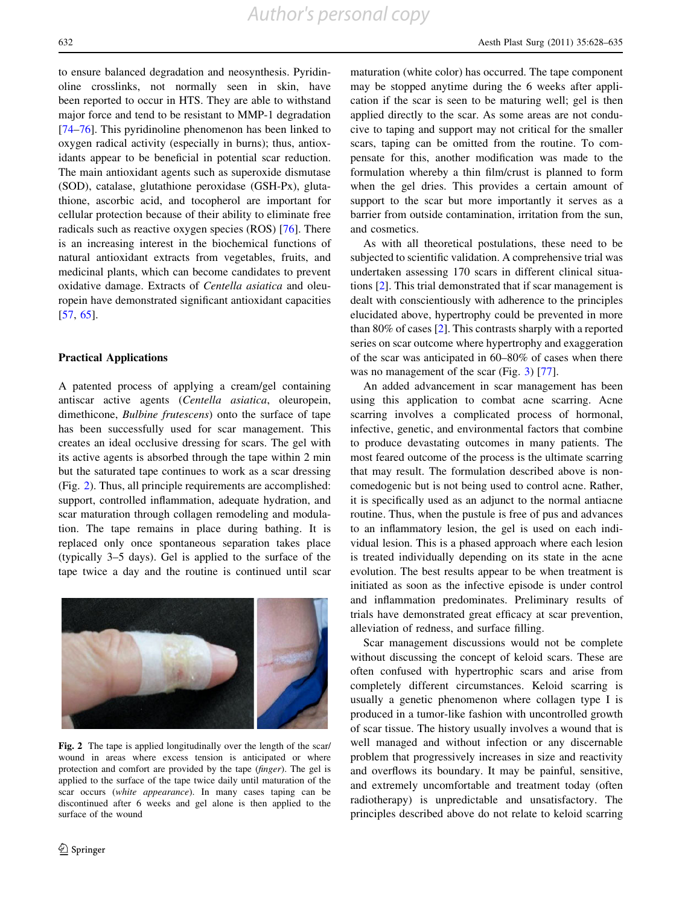to ensure balanced degradation and neosynthesis. Pyridinoline crosslinks, not normally seen in skin, have been reported to occur in HTS. They are able to withstand major force and tend to be resistant to MMP-1 degradation [74–76]. This pyridinoline phenomenon has been linked to oxygen radical activity (especially in burns); thus, antioxidants appear to be beneficial in potential scar reduction. The main antioxidant agents such as superoxide dismutase (SOD), catalase, glutathione peroxidase (GSH-Px), glutathione, ascorbic acid, and tocopherol are important for cellular protection because of their ability to eliminate free radicals such as reactive oxygen species (ROS) [76]. There is an increasing interest in the biochemical functions of natural antioxidant extracts from vegetables, fruits, and medicinal plants, which can become candidates to prevent oxidative damage. Extracts of *Centella asiatica* and oleuropein have demonstrated significant antioxidant capacities [57, 65].

## Practical Applications

A patented process of applying a cream/gel containing antiscar active agents (*Centella asiatica*, oleuropein, dimethicone, *Bulbine frutescens*) onto the surface of tape has been successfully used for scar management. This creates an ideal occlusive dressing for scars. The gel with its active agents is absorbed through the tape within 2 min but the saturated tape continues to work as a scar dressing (Fig. 2). Thus, all principle requirements are accomplished: support, controlled inflammation, adequate hydration, and scar maturation through collagen remodeling and modulation. The tape remains in place during bathing. It is replaced only once spontaneous separation takes place (typically 3–5 days). Gel is applied to the surface of the tape twice a day and the routine is continued until scar maturation (white color) has occurred. The tape component may be stopped anytime during the 6 weeks after application if the scar is seen to be maturing well; gel is then applied directly to the scar. As some areas are not conducive to taping and support may not critical for the smaller scars, taping can be omitted from the routine. To compensate for this, another modification was made to the formulation whereby a thin film/crust is planned to form when the gel dries. This provides a certain amount of support to the scar but more importantly it serves as a barrier from outside contamination, irritation from the sun, and cosmetics.

Fig. 2 The tape is applied longitudinally over the length of the scar/wound in areas where excess tension is anticipated or where protection and comfort are provided by the tape (*finger*). The gel is applied to the surface of the tape twice daily until maturation of the scar occurs (*white appearance*). In many cases taping can be discontinued after 6 weeks and gel alone is then applied to the surface of the wound

As with all theoretical postulations, these need to be subjected to scientific validation. A comprehensive trial was undertaken assessing 170 scars in different clinical situations [2]. This trial demonstrated that if scar management is dealt with conscientiously with adherence to the principles elucidated above, hypertrophy could be prevented in more than 80% of cases [2]. This contrasts sharply with a reported series on scar outcome where hypertrophy and exaggeration of the scar was anticipated in 60–80% of cases when there was no management of the scar (Fig. 3) [77].

An added advancement in scar management has been using this application to combat acne scarring. Acne scarring involves a complicated process of hormonal, infective, genetic, and environmental factors that combine to produce devastating outcomes in many patients. The most feared outcome of the process is the ultimate scarring that may result. The formulation described above is non-comedogenic but is not being used to control acne. Rather, it is specifically used as an adjunct to the normal antiacne routine. Thus, when the pustule is free of pus and advances to an inflammatory lesion, the gel is used on each individual lesion. This is a phased approach where each lesion is treated individually depending on its state in the acne evolution. The best results appear to be when treatment is initiated as soon as the infective episode is under control and inflammation predominates. Preliminary results of trials have demonstrated great efficacy at scar prevention, alleviation of redness, and surface filling.

Scar management discussions would not be complete without discussing the concept of keloid scars. These are often confused with hypertrophic scars and arise from completely different circumstances. Keloid scarring is usually a genetic phenomenon where collagen type I is produced in a tumor-like fashion with uncontrolled growth of scar tissue. The history usually involves a wound that is well managed and without infection or any discernable problem that progressively increases in size and reactivity and overflows its boundary. It may be painful, sensitive, and extremely uncomfortable and treatment today (often radiotherapy) is unpredictable and unsatisfactory. The principles described above do not relate to keloid scarring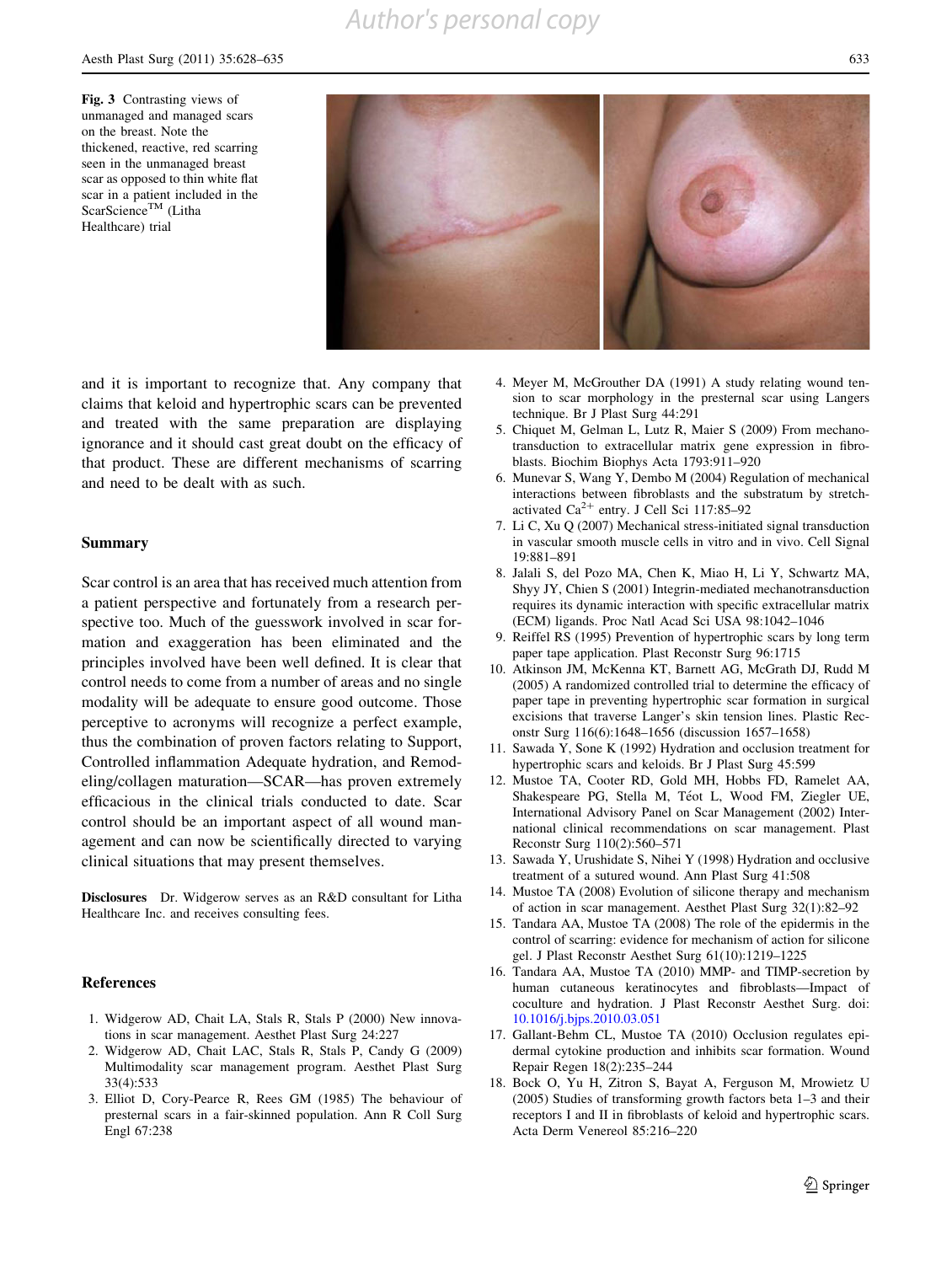Fig. 3 Contrasting views of unmanaged and managed scars on the breast. Note the thickened, reactive, red scarring seen in the unmanaged breast scar as opposed to thin white flat scar in a patient included in the ScarScience™ (Litha Healthcare) trial

and it is important to recognize that. Any company that claims that keloid and hypertrophic scars can be prevented and treated with the same preparation are displaying ignorance and it should cast great doubt on the efficacy of that product. These are different mechanisms of scarring and need to be dealt with as such.

## Summary

Scar control is an area that has received much attention from a patient perspective and fortunately from a research perspective too. Much of the guesswork involved in scar formation and exaggeration has been eliminated and the principles involved have been well defined. It is clear that control needs to come from a number of areas and no single modality will be adequate to ensure good outcome. Those perceptive to acronyms will recognize a perfect example, thus the combination of proven factors relating to Support, Controlled inflammation Adequate hydration, and Remodeling/collagen maturation—SCAR—has proven extremely efficacious in the clinical trials conducted to date. Scar control should be an important aspect of all wound management and can now be scientifically directed to varying clinical situations that may present themselves.

**Disclosures** Dr. Widgerow serves as an R&D consultant for Litha Healthcare Inc. and receives consulting fees.

## References

1. Widgerow AD, Chait LA, Stals R, Stals P (2000) New innovations in scar management. Aesthet Plast Surg 24:227
2. Widgerow AD, Chait LAC, Stals R, Stals P, Candy G (2009) Multimodality scar management program. Aesthet Plast Surg 33(4):533
3. Elliot D, Cory-Pearce R, Rees GM (1985) The behaviour of presternal scars in a fair-skinned population. Ann R Coll Surg Engl 67:238
4. Meyer M, McGrouther DA (1991) A study relating wound tension to scar morphology in the presternal scar using Langers technique. Br J Plast Surg 44:291
5. Chiquet M, Gelman L, Lutz R, Maier S (2009) From mechanotransduction to extracellular matrix gene expression in fibroblasts. Biochim Biophys Acta 1793:911–920
6. Munevar S, Wang Y, Dembo M (2004) Regulation of mechanical interactions between fibroblasts and the substratum by stretch-activated $Ca^{2+}$ entry. J Cell Sci 117:85–92
7. Li C, Xu Q (2007) Mechanical stress-initiated signal transduction in vascular smooth muscle cells in vitro and in vivo. Cell Signal 19:881–891
8. Jalali S, del Pozo MA, Chen K, Miao H, Li Y, Schwartz MA, Shyy JY, Chien S (2001) Integrin-mediated mechanotransduction requires its dynamic interaction with specific extracellular matrix (ECM) ligands. Proc Natl Acad Sci USA 98:1042–1046
9. Reiffel RS (1995) Prevention of hypertrophic scars by long term paper tape application. Plast Reconstr Surg 96:1715
10. Atkinson JM, McKenna KT, Barnett AG, McGrath DJ, Rudd M (2005) A randomized controlled trial to determine the efficacy of paper tape in preventing hypertrophic scar formation in surgical excisions that traverse Langer's skin tension lines. Plastic Reconstr Surg 116(6):1648–1656 (discussion 1657–1658)
11. Sawada Y, Sone K (1992) Hydration and occlusion treatment for hypertrophic scars and keloids. Br J Plast Surg 45:599
12. Mustoe TA, Cooter RD, Gold MH, Hobbs FD, Ramelet AA, Shakespeare PG, Stella M, Téot L, Wood FM, Ziegler UE, International Advisory Panel on Scar Management (2002) International clinical recommendations on scar management. Plast Reconstr Surg 110(2):560–571
13. Sawada Y, Urushidate S, Nihei Y (1998) Hydration and occlusive treatment of a sutured wound. Ann Plast Surg 41:508
14. Mustoe TA (2008) Evolution of silicone therapy and mechanism of action in scar management. Aesthet Plast Surg 32(1):82–92
15. Tandara AA, Mustoe TA (2008) The role of the epidermis in the control of scarring: evidence for mechanism of action for silicone gel. J Plast Reconstr Aesthet Surg 61(10):1219–1225
16. Tandara AA, Mustoe TA (2010) MMP- and TIMP-secretion by human cutaneous keratinocytes and fibroblasts—Impact of coculture and hydration. J Plast Reconstr Aesthet Surg. doi: 10.1016/j.bjps.2010.03.051
17. Gallant-Behm CL, Mustoe TA (2010) Occlusion regulates epidermal cytokine production and inhibits scar formation. Wound Repair Regen 18(2):235–244
18. Bock O, Yu H, Zitron S, Bayat A, Ferguson M, Mrowietz U (2005) Studies of transforming growth factors beta 1–3 and their receptors I and II in fibroblasts of keloid and hypertrophic scars. Acta Derm Venereol 85:216–220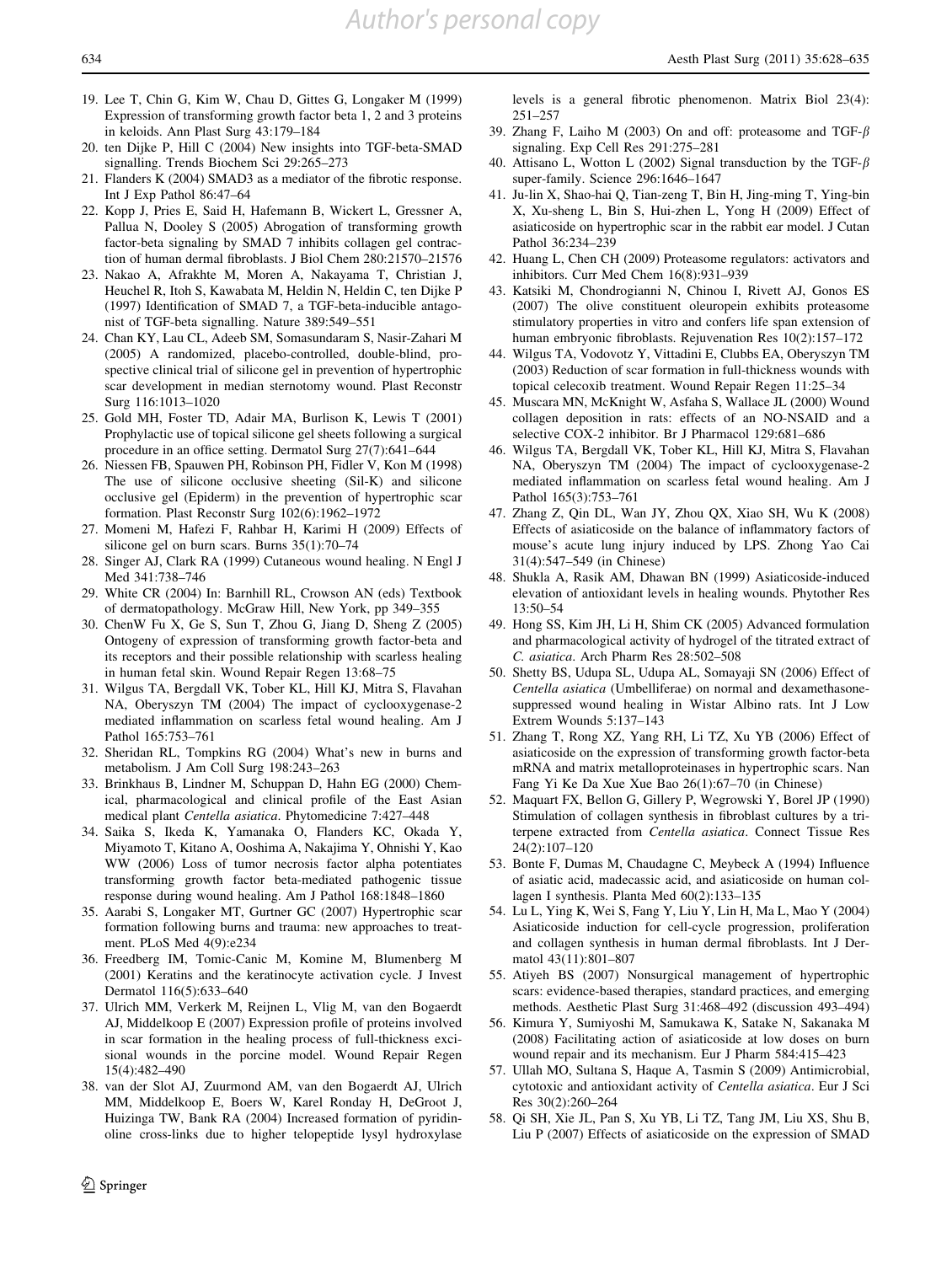19. Lee T, Chin G, Kim W, Chau D, Gittes G, Longaker M (1999) Expression of transforming growth factor beta 1, 2 and 3 proteins in keloids. Ann Plast Surg 43:179–184
20. ten Dijke P, Hill C (2004) New insights into TGF-beta-SMAD signalling. Trends Biochem Sci 29:265–273
21. Flanders K (2004) SMAD3 as a mediator of the fibrotic response. Int J Exp Pathol 86:47–64
22. Kopp J, Pries E, Said H, Hafemann B, Wickert L, Gressner A, Pallua N, Dooley S (2005) Abrogation of transforming growth factor-beta signaling by SMAD 7 inhibits collagen gel contraction of human dermal fibroblasts. J Biol Chem 280:21570–21576
23. Nakao A, Afrakhte M, Moren A, Nakayama T, Christian J, Heuchel R, Itoh S, Kawabata M, Heldin N, Heldin C, ten Dijke P (1997) Identification of SMAD 7, a TGF-beta-inducible antagonist of TGF-beta signalling. Nature 389:549–551
24. Chan KY, Lau CL, Adeeb SM, Somasundaram S, Nasir-Zahari M (2005) A randomized, placebo-controlled, double-blind, prospective clinical trial of silicone gel in prevention of hypertrophic scar development in median sternotomy wound. Plast Reconstr Surg 116:1013–1020
25. Gold MH, Foster TD, Adair MA, Burlison K, Lewis T (2001) Prophylactic use of topical silicone gel sheets following a surgical procedure in an office setting. Dermatol Surg 27(7):641–644
26. Niessen FB, Spauwen PH, Robinson PH, Fidler V, Kon M (1998) The use of silicone occlusive sheeting (Sil-K) and silicone occlusive gel (Epiderm) in the prevention of hypertrophic scar formation. Plast Reconstr Surg 102(6):1962–1972
27. Momeni M, Hafezi F, Rahbar H, Karimi H (2009) Effects of silicone gel on burn scars. Burns 35(1):70–74
28. Singer AJ, Clark RA (1999) Cutaneous wound healing. N Engl J Med 341:738–746
29. White CR (2004) In: Barnhill RL, Crowson AN (eds) Textbook of dermatopathology. McGraw Hill, New York, pp 349–355
30. ChenW Fu X, Ge S, Sun T, Zhou G, Jiang D, Sheng Z (2005) Ontogeny of expression of transforming growth factor-beta and its receptors and their possible relationship with scarless healing in human fetal skin. Wound Repair Regen 13:68–75
31. Wilgus TA, Bergdall VK, Tober KL, Hill KJ, Mitra S, Flavahan NA, Oberyszyn TM (2004) The impact of cyclooxygenase-2 mediated inflammation on scarless fetal wound healing. Am J Pathol 165:753–761
32. Sheridan RL, Tompkins RG (2004) What's new in burns and metabolism. J Am Coll Surg 198:243–263
33. Brinkhaus B, Lindner M, Schuppan D, Hahn EG (2000) Chemical, pharmacological and clinical profile of the East Asian medical plant *Centella asiatica*. Phytomedicine 7:427–448
34. Saika S, Ikeda K, Yamanaka O, Flanders KC, Okada Y, Miyamoto T, Kitano A, Ooshima A, Nakajima Y, Ohnishi Y, Kao WW (2006) Loss of tumor necrosis factor alpha potentiates transforming growth factor beta-mediated pathogenic tissue response during wound healing. Am J Pathol 168:1848–1860
35. Aarabi S, Longaker MT, Gurtner GC (2007) Hypertrophic scar formation following burns and trauma: new approaches to treatment. PLoS Med 4(9):e234
36. Freedberg IM, Tomic-Canic M, Komine M, Blumenberg M (2001) Keratins and the keratinocyte activation cycle. J Invest Dermatol 116(5):633–640
37. Ulrich MM, Verkerk M, Reijnen L, Vlig M, van den Bogaerdt AJ, Middelkoop E (2007) Expression profile of proteins involved in scar formation in the healing process of full-thickness excisional wounds in the porcine model. Wound Repair Regen 15(4):482–490
38. van der Slot AJ, Zuurmond AM, van den Bogaerdt AJ, Ulrich MM, Middelkoop E, Boers W, Karel Ronday H, DeGroot J, Huizinga TW, Bank RA (2004) Increased formation of pyridinoline cross-links due to higher telopeptide lysyl hydroxylase levels is a general fibrotic phenomenon. Matrix Biol 23(4): 251–257
39. Zhang F, Laiho M (2003) On and off: proteasome and TGF-$\beta$ signaling. Exp Cell Res 291:275–281
40. Attisano L, Wotton L (2002) Signal transduction by the TGF-$\beta$ super-family. Science 296:1646–1647
41. Ju-lin X, Shao-hai Q, Tian-zeng T, Bin H, Jing-ming T, Ying-bin X, Xu-sheng L, Bin S, Hui-zhen L, Yong H (2009) Effect of asiaticoside on hypertrophic scar in the rabbit ear model. J Cutan Pathol 36:234–239
42. Huang L, Chen CH (2009) Proteasome regulators: activators and inhibitors. Curr Med Chem 16(8):931–939
43. Katsiki M, Chondrogianni N, Chinou I, Rivett AJ, Gonos ES (2007) The olive constituent oleuropein exhibits proteasome stimulatory properties in vitro and confers life span extension of human embryonic fibroblasts. Rejuvenation Res 10(2):157–172
44. Wilgus TA, Vodovotz Y, Vittadini E, Clubbs EA, Oberyszyn TM (2003) Reduction of scar formation in full-thickness wounds with topical celecoxib treatment. Wound Repair Regen 11:25–34
45. Muscara MN, McKnight W, Asfaha S, Wallace JL (2000) Wound collagen deposition in rats: effects of an NO-NSAID and a selective COX-2 inhibitor. Br J Pharmacol 129:681–686
46. Wilgus TA, Bergdall VK, Tober KL, Hill KJ, Mitra S, Flavahan NA, Oberyszyn TM (2004) The impact of cyclooxygenase-2 mediated inflammation on scarless fetal wound healing. Am J Pathol 165(3):753–761
47. Zhang Z, Qin DL, Wan JY, Zhou QX, Xiao SH, Wu K (2008) Effects of asiaticoside on the balance of inflammatory factors of mouse's acute lung injury induced by LPS. Zhong Yao Cai 31(4):547–549 (in Chinese)
48. Shukla A, Rasik AM, Dhawan BN (1999) Asiaticoside-induced elevation of antioxidant levels in healing wounds. Phytother Res 13:50–54
49. Hong SS, Kim JH, Li H, Shim CK (2005) Advanced formulation and pharmacological activity of hydrogel of the titrated extract of *C. asiatica*. Arch Pharm Res 28:502–508
50. Shetty BS, Udupa SL, Udupa AL, Somayaji SN (2006) Effect of *Centella asiatica* (Umbelliferae) on normal and dexamethasone-suppressed wound healing in Wistar Albino rats. Int J Low Extrem Wounds 5:137–143
51. Zhang T, Rong XZ, Yang RH, Li TZ, Xu YB (2006) Effect of asiaticoside on the expression of transforming growth factor-beta mRNA and matrix metalloproteinases in hypertrophic scars. Nan Fang Yi Ke Da Xue Xue Bao 26(1):67–70 (in Chinese)
52. Maquart FX, Bellon G, Gillery P, Wegrowski Y, Borel JP (1990) Stimulation of collagen synthesis in fibroblast cultures by a triterpene extracted from *Centella asiatica*. Connect Tissue Res 24(2):107–120
53. Bonte F, Dumas M, Chaudagne C, Meybeck A (1994) Influence of asiatic acid, madecassic acid, and asiaticoside on human collagen I synthesis. Planta Med 60(2):133–135
54. Lu L, Ying K, Wei S, Fang Y, Liu Y, Lin H, Ma L, Mao Y (2004) Asiaticoside induction for cell-cycle progression, proliferation and collagen synthesis in human dermal fibroblasts. Int J Dermatol 43(11):801–807
55. Atiyeh BS (2007) Nonsurgical management of hypertrophic scars: evidence-based therapies, standard practices, and emerging methods. Aesthetic Plast Surg 31:468–492 (discussion 493–494)
56. Kimura Y, Sumiyoshi M, Samukawa K, Satake N, Sakanaka M (2008) Facilitating action of asiaticoside at low doses on burn wound repair and its mechanism. Eur J Pharm 584:415–423
57. Ullah MO, Sultana S, Haque A, Tasmin S (2009) Antimicrobial, cytotoxic and antioxidant activity of *Centella asiatica*. Eur J Sci Res 30(2):260–264
58. Qi SH, Xie JL, Pan S, Xu YB, Li TZ, Tang JM, Liu XS, Shu B, Liu P (2007) Effects of asiaticoside on the expression of SMAD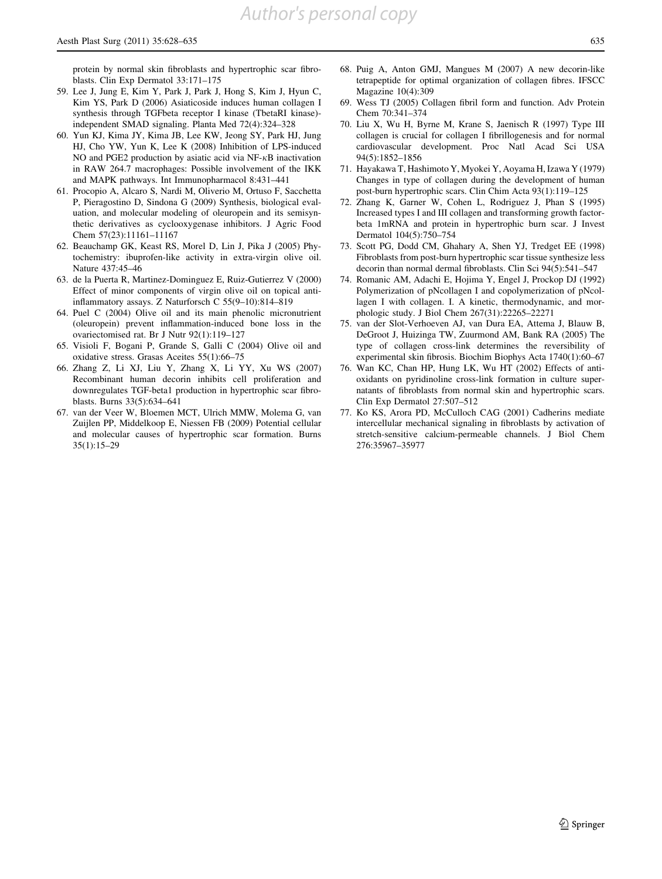protein by normal skin fibroblasts and hypertrophic scar fibroblasts. Clin Exp Dermatol 33:171–175

59. Lee J, Jung E, Kim Y, Park J, Park J, Hong S, Kim J, Hyun C, Kim YS, Park D (2006) Asiaticoside induces human collagen I synthesis through TGFbeta receptor I kinase (TbetaRI kinase)-independent SMAD signaling. Planta Med 72(4):324–328
60. Yun KJ, Kima JY, Kima JB, Lee KW, Jeong SY, Park HJ, Jung HJ, Cho YW, Yun K, Lee K (2008) Inhibition of LPS-induced NO and PGE2 production by asiatic acid via NF-κB inactivation in RAW 264.7 macrophages: Possible involvement of the IKK and MAPK pathways. Int Immunopharmacol 8:431–441
61. Procopio A, Alcaro S, Nardi M, Oliverio M, Ortuso F, Sacchetta P, Pieragostino D, Sindona G (2009) Synthesis, biological evaluation, and molecular modeling of oleuropein and its semisynthetic derivatives as cyclooxygenase inhibitors. J Agric Food Chem 57(23):11161–11167
62. Beauchamp GK, Keast RS, Morel D, Lin J, Pika J (2005) Phytochemistry: ibuprofen-like activity in extra-virgin olive oil. Nature 437:45–46
63. de la Puerta R, Martinez-Dominguez E, Ruiz-Gutierrez V (2000) Effect of minor components of virgin olive oil on topical anti-inflammatory assays. Z Naturforsch C 55(9–10):814–819
64. Puel C (2004) Olive oil and its main phenolic micronutrient (oleuropein) prevent inflammation-induced bone loss in the ovariectomised rat. Br J Nutr 92(1):119–127
65. Visioli F, Bogani P, Grande S, Galli C (2004) Olive oil and oxidative stress. Grasas Aceites 55(1):66–75
66. Zhang Z, Li XJ, Liu Y, Zhang X, Li YY, Xu WS (2007) Recombinant human decorin inhibits cell proliferation and downregulates TGF-beta1 production in hypertrophic scar fibroblasts. Burns 33(5):634–641
67. van der Veer W, Bloemen MCT, Ulrich MMW, Molema G, van Zuijlen PP, Middelkoop E, Niessen FB (2009) Potential cellular and molecular causes of hypertrophic scar formation. Burns 35(1):15–29
68. Puig A, Anton GMJ, Mangues M (2007) A new decorin-like tetrapeptide for optimal organization of collagen fibres. IFSCC Magazine 10(4):309
69. Wess TJ (2005) Collagen fibril form and function. Adv Protein Chem 70:341–374
70. Liu X, Wu H, Byrne M, Krane S, Jaenisch R (1997) Type III collagen is crucial for collagen I fibrillogenesis and for normal cardiovascular development. Proc Natl Acad Sci USA 94(5):1852–1856
71. Hayakawa T, Hashimoto Y, Myokei Y, Aoyama H, Izawa Y (1979) Changes in type of collagen during the development of human post-burn hypertrophic scars. Clin Chim Acta 93(1):119–125
72. Zhang K, Garner W, Cohen L, Rodriguez J, Phan S (1995) Increased types I and III collagen and transforming growth factor-beta 1mRNA and protein in hypertrophic burn scar. J Invest Dermatol 104(5):750–754
73. Scott PG, Dodd CM, Ghahary A, Shen YJ, Tredget EE (1998) Fibroblasts from post-burn hypertrophic scar tissue synthesize less decorin than normal dermal fibroblasts. Clin Sci 94(5):541–547
74. Romanic AM, Adachi E, Hojima Y, Engel J, Prockop DJ (1992) Polymerization of pNcollagen I and copolymerization of pNcollagen I with collagen. I. A kinetic, thermodynamic, and morphologic study. J Biol Chem 267(31):22265–22271
75. van der Slot-Verhoeven AJ, van Dura EA, Attema J, Blauw B, DeGroot J, Huizinga TW, Zuurmond AM, Bank RA (2005) The type of collagen cross-link determines the reversibility of experimental skin fibrosis. Biochim Biophys Acta 1740(1):60–67
76. Wan KC, Chan HP, Hung LK, Wu HT (2002) Effects of antioxidants on pyridinoline cross-link formation in culture supernatants of fibroblasts from normal skin and hypertrophic scars. Clin Exp Dermatol 27:507–512
77. Ko KS, Arora PD, McCulloch CAG (2001) Cadherins mediate intercellular mechanical signaling in fibroblasts by activation of stretch-sensitive calcium-permeable channels. J Biol Chem 276:35967–35977